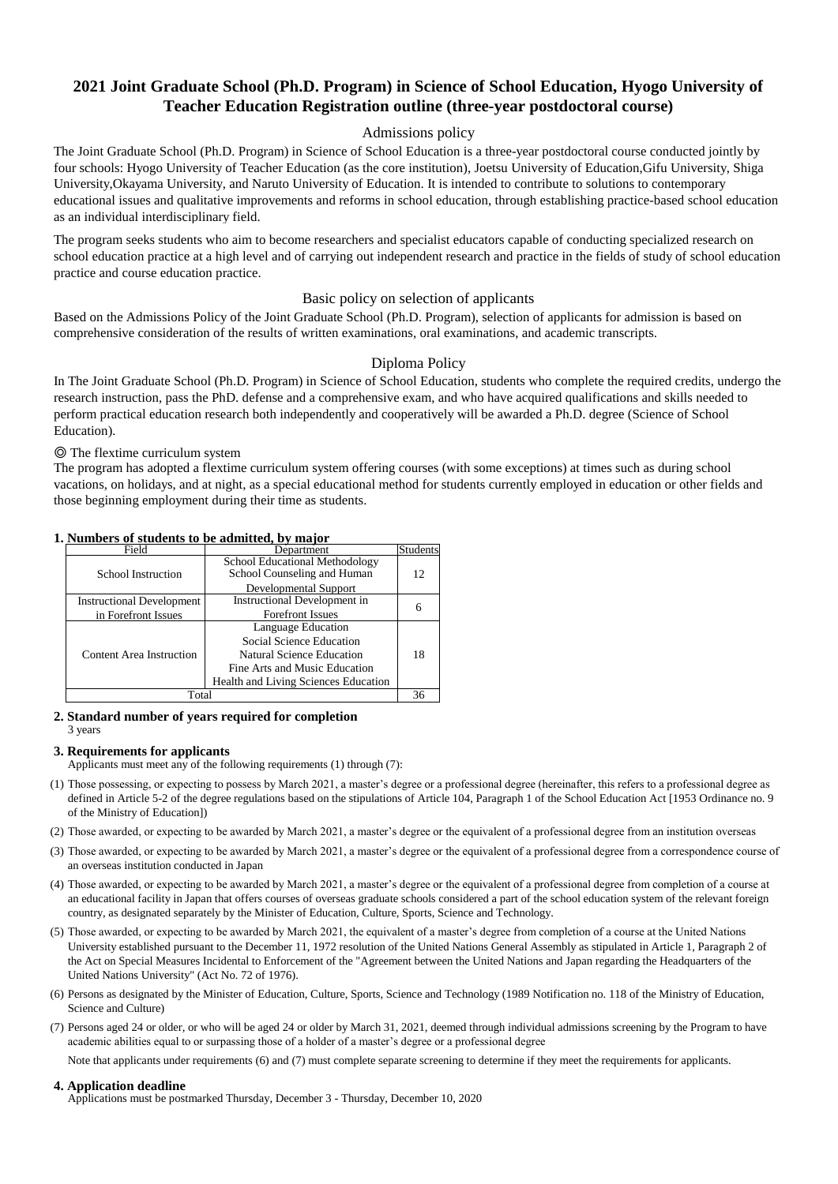# 2021 Joint Graduate School (Ph.D. Program) in Science of School Education, Hyogo University of Teacher Education Registration outline (three-year postdoctoral course)

## Admissions policy

The Joint Graduate School (Ph.D. Program) in Science of School Education is a three-year postdoctoral course conducted jointly by four schools: Hyogo University of Teacher Education (as the core institution), Joetsu University of Education,Gifu University, Shiga University,Okayama University, and Naruto University of Education. It is intended to contribute to solutions to contemporary educational issues and qualitative improvements and reforms in school education, through establishing practice-based school education as an individual interdisciplinary field.

The program seeks students who aim to become researchers and specialist educators capable of conducting specialized research on school education practice at a high level and of carrying out independent research and practice in the fields of study of school education practice and course education practice.

## Basic policy on selection of applicants

Based on the Admissions Policy of the Joint Graduate School (Ph.D. Program), selection of applicants for admission is based on comprehensive consideration of the results of written examinations, oral examinations, and academic transcripts.

## Diploma Policy

In The Joint Graduate School (Ph.D. Program) in Science of School Education, students who complete the required credits, undergo the research instruction, pass the PhD. defense and a comprehensive exam, and who have acquired qualifications and skills needed to perform practical education research both independently and cooperatively will be awarded a Ph.D. degree (Science of School Education).

◎ The flextime curriculum system

The program has adopted a flextime curriculum system offering courses (with some exceptions) at times such as during school vacations, on holidays, and at night, as a special educational method for students currently employed in education or other fields and those beginning employment during their time as students.

### 1. Numbers of students to be admitted, by major

| Field | Department | Students |
|---|---|---|
| School Instruction | School Educational Methodology<br>School Counseling and Human Developmental Support | 12 |
| Instructional Development in Forefront Issues | Instructional Development in Forefront Issues | 6 |
| Content Area Instruction | Language Education<br>Social Science Education<br>Natural Science Education<br>Fine Arts and Music Education<br>Health and Living Sciences Education | 18 |
| Total | | 36 |

### 2. Standard number of years required for completion

3 years

### 3. Requirements for applicants

Applicants must meet any of the following requirements (1) through (7):

(1) Those possessing, or expecting to possess by March 2021, a master's degree or a professional degree (hereinafter, this refers to a professional degree as defined in Article 5-2 of the degree regulations based on the stipulations of Article 104, Paragraph 1 of the School Education Act [1953 Ordinance no. 9 of the Ministry of Education])

(2) Those awarded, or expecting to be awarded by March 2021, a master's degree or the equivalent of a professional degree from an institution overseas

(3) Those awarded, or expecting to be awarded by March 2021, a master's degree or the equivalent of a professional degree from a correspondence course of an overseas institution conducted in Japan

(4) Those awarded, or expecting to be awarded by March 2021, a master's degree or the equivalent of a professional degree from completion of a course at an educational facility in Japan that offers courses of overseas graduate schools considered a part of the school education system of the relevant foreign country, as designated separately by the Minister of Education, Culture, Sports, Science and Technology.

(5) Those awarded, or expecting to be awarded by March 2021, the equivalent of a master's degree from completion of a course at the United Nations University established pursuant to the December 11, 1972 resolution of the United Nations General Assembly as stipulated in Article 1, Paragraph 2 of the Act on Special Measures Incidental to Enforcement of the "Agreement between the United Nations and Japan regarding the Headquarters of the United Nations University" (Act No. 72 of 1976).

(6) Persons as designated by the Minister of Education, Culture, Sports, Science and Technology (1989 Notification no. 118 of the Ministry of Education, Science and Culture)

(7) Persons aged 24 or older, or who will be aged 24 or older by March 31, 2021, deemed through individual admissions screening by the Program to have academic abilities equal to or surpassing those of a holder of a master's degree or a professional degree

Note that applicants under requirements (6) and (7) must complete separate screening to determine if they meet the requirements for applicants.

### 4. Application deadline

Applications must be postmarked Thursday, December 3 - Thursday, December 10, 2020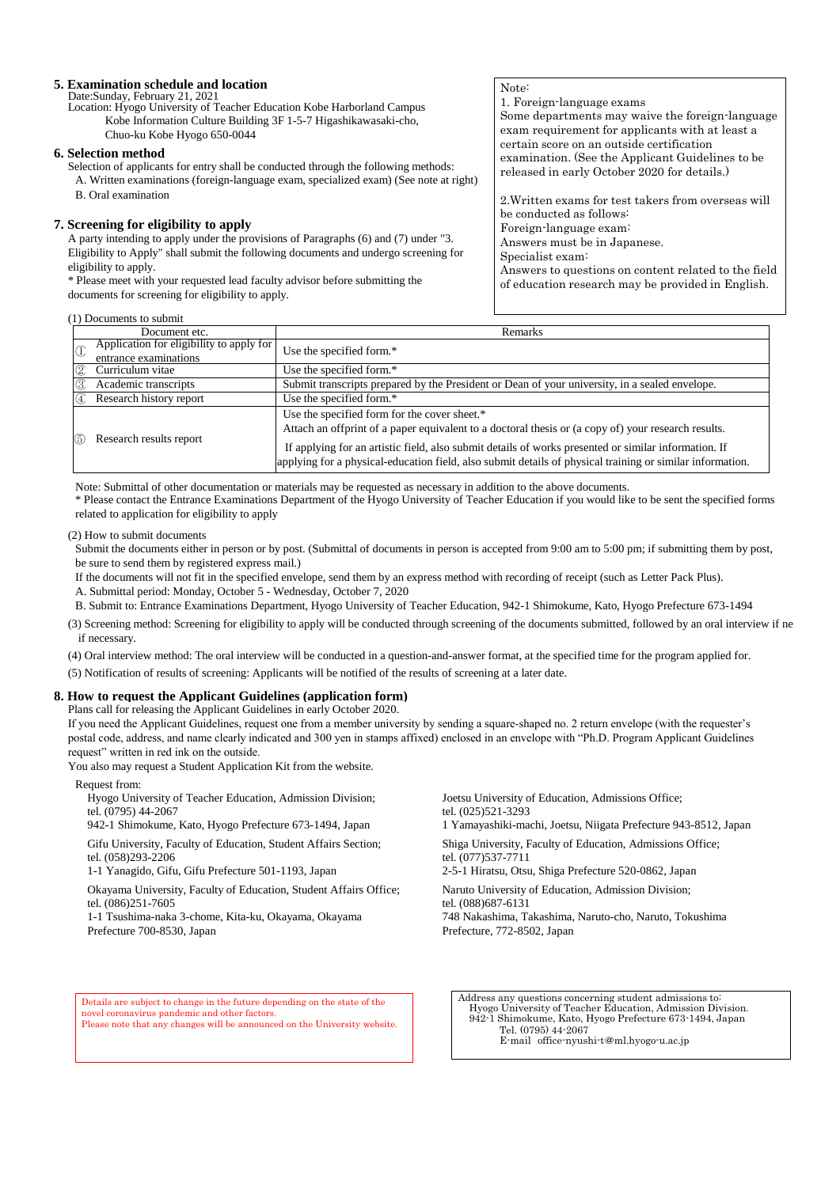## 5. Examination schedule and location

Date:Sunday, February 21, 2021

Location: Hyogo University of Teacher Education Kobe Harborland Campus
Kobe Information Culture Building 3F 1-5-7 Higashikawasaki-cho,
Chuo-ku Kobe Hyogo 650-0044

## 6. Selection method

Selection of applicants for entry shall be conducted through the following methods:

A. Written examinations (foreign-language exam, specialized exam) (See note at right)

B. Oral examination

> Note:
> 1. Foreign-language exams
> Some departments may waive the foreign-language exam requirement for applicants with at least a certain score on an outside certification examination. (See the Applicant Guidelines to be released in early October 2020 for details.)
>
> 2.Written exams for test takers from overseas will be conducted as follows:
> Foreign-language exam:
> Answers must be in Japanese.
> Specialist exam:
> Answers to questions on content related to the field of education research may be provided in English.

## 7. Screening for eligibility to apply

A party intending to apply under the provisions of Paragraphs (6) and (7) under "3. Eligibility to Apply" shall submit the following documents and undergo screening for eligibility to apply.

* Please meet with your requested lead faculty advisor before submitting the documents for screening for eligibility to apply.

(1) Documents to submit

| Document etc. | Remarks |
|---|---|
| ① Application for eligibility to apply for entrance examinations | Use the specified form.* |
| ② Curriculum vitae | Use the specified form.* |
| ③ Academic transcripts | Submit transcripts prepared by the President or Dean of your university, in a sealed envelope. |
| ④ Research history report | Use the specified form.* |
| ⑤ Research results report | Use the specified form for the cover sheet.* Attach an offprint of a paper equivalent to a doctoral thesis or (a copy of) your research results. If applying for an artistic field, also submit details of works presented or similar information. If applying for a physical-education field, also submit details of physical training or similar information. |

Note: Submittal of other documentation or materials may be requested as necessary in addition to the above documents.

* Please contact the Entrance Examinations Department of the Hyogo University of Teacher Education if you would like to be sent the specified forms related to application for eligibility to apply

(2) How to submit documents

Submit the documents either in person or by post. (Submittal of documents in person is accepted from 9:00 am to 5:00 pm; if submitting them by post, be sure to send them by registered express mail.)

If the documents will not fit in the specified envelope, send them by an express method with recording of receipt (such as Letter Pack Plus).

A. Submittal period: Monday, October 5 - Wednesday, October 7, 2020

B. Submit to: Entrance Examinations Department, Hyogo University of Teacher Education, 942-1 Shimokume, Kato, Hyogo Prefecture 673-1494

(3) Screening method: Screening for eligibility to apply will be conducted through screening of the documents submitted, followed by an oral interview if ne if necessary.

(4) Oral interview method: The oral interview will be conducted in a question-and-answer format, at the specified time for the program applied for.

(5) Notification of results of screening: Applicants will be notified of the results of screening at a later date.

## 8. How to request the Applicant Guidelines (application form)

Plans call for releasing the Applicant Guidelines in early October 2020.

If you need the Applicant Guidelines, request one from a member university by sending a square-shaped no. 2 return envelope (with the requester's postal code, address, and name clearly indicated and 300 yen in stamps affixed) enclosed in an envelope with "Ph.D. Program Applicant Guidelines request" written in red ink on the outside.

You also may request a Student Application Kit from the website.

Request from:

Hyogo University of Teacher Education, Admission Division;
tel. (0795) 44-2067
942-1 Shimokume, Kato, Hyogo Prefecture 673-1494, Japan

Gifu University, Faculty of Education, Student Affairs Section;
tel. (058)293-2206
1-1 Yanagido, Gifu, Gifu Prefecture 501-1193, Japan

Okayama University, Faculty of Education, Student Affairs Office;
tel. (086)251-7605
1-1 Tsushima-naka 3-chome, Kita-ku, Okayama, Okayama Prefecture 700-8530, Japan

Joetsu University of Education, Admissions Office;
tel. (025)521-3293
1 Yamayashiki-machi, Joetsu, Niigata Prefecture 943-8512, Japan

Shiga University, Faculty of Education, Admissions Office;
tel. (077)537-7711
2-5-1 Hiratsu, Otsu, Shiga Prefecture 520-0862, Japan

Naruto University of Education, Admission Division;
tel. (088)687-6131
748 Nakashima, Takashima, Naruto-cho, Naruto, Tokushima Prefecture, 772-8502, Japan

> Details are subject to change in the future depending on the state of the novel coronavirus pandemic and other factors.
> Please note that any changes will be announced on the University website.

> Address any questions concerning student admissions to:
> Hyogo University of Teacher Education, Admission Division.
> 942-1 Shimokume, Kato, Hyogo Prefecture 673-1494, Japan
> Tel. (0795) 44-2067
> E-mail office-nyushi-t@ml.hyogo-u.ac.jp